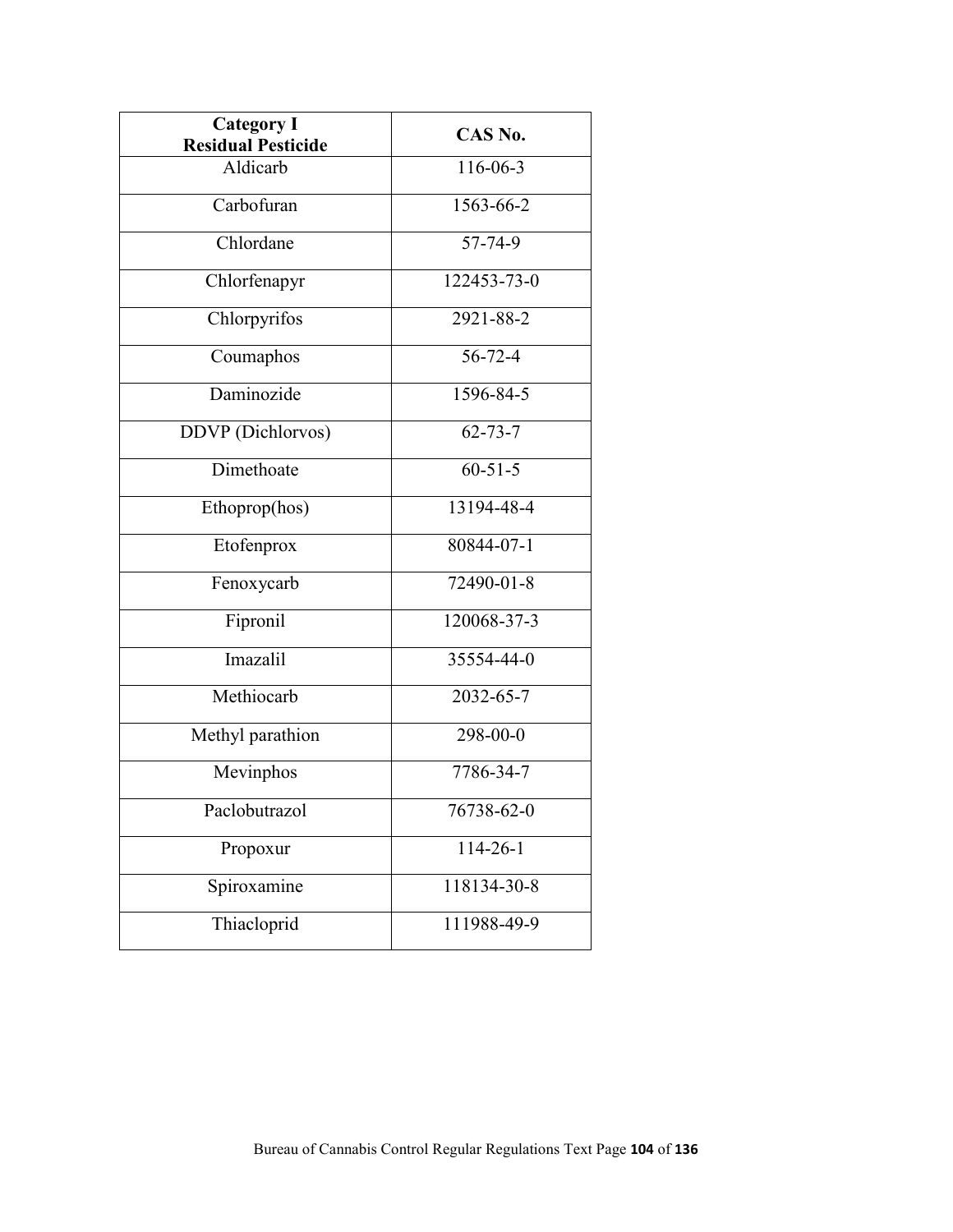| Category I<br>Residual Pesticide | CAS No. |
| --- | --- |
| Aldicarb | 116-06-3 |
| Carbofuran | 1563-66-2 |
| Chlordane | 57-74-9 |
| Chlorfenapyr | 122453-73-0 |
| Chlorpyrifos | 2921-88-2 |
| Coumaphos | 56-72-4 |
| Daminozide | 1596-84-5 |
| DDVP (Dichlorvos) | 62-73-7 |
| Dimethoate | 60-51-5 |
| Ethoprop(hos) | 13194-48-4 |
| Etofenprox | 80844-07-1 |
| Fenoxycarb | 72490-01-8 |
| Fipronil | 120068-37-3 |
| Imazalil | 35554-44-0 |
| Methiocarb | 2032-65-7 |
| Methyl parathion | 298-00-0 |
| Mevinphos | 7786-34-7 |
| Paclobutrazol | 76738-62-0 |
| Propoxur | 114-26-1 |
| Spiroxamine | 118134-30-8 |
| Thiacloprid | 111988-49-9 |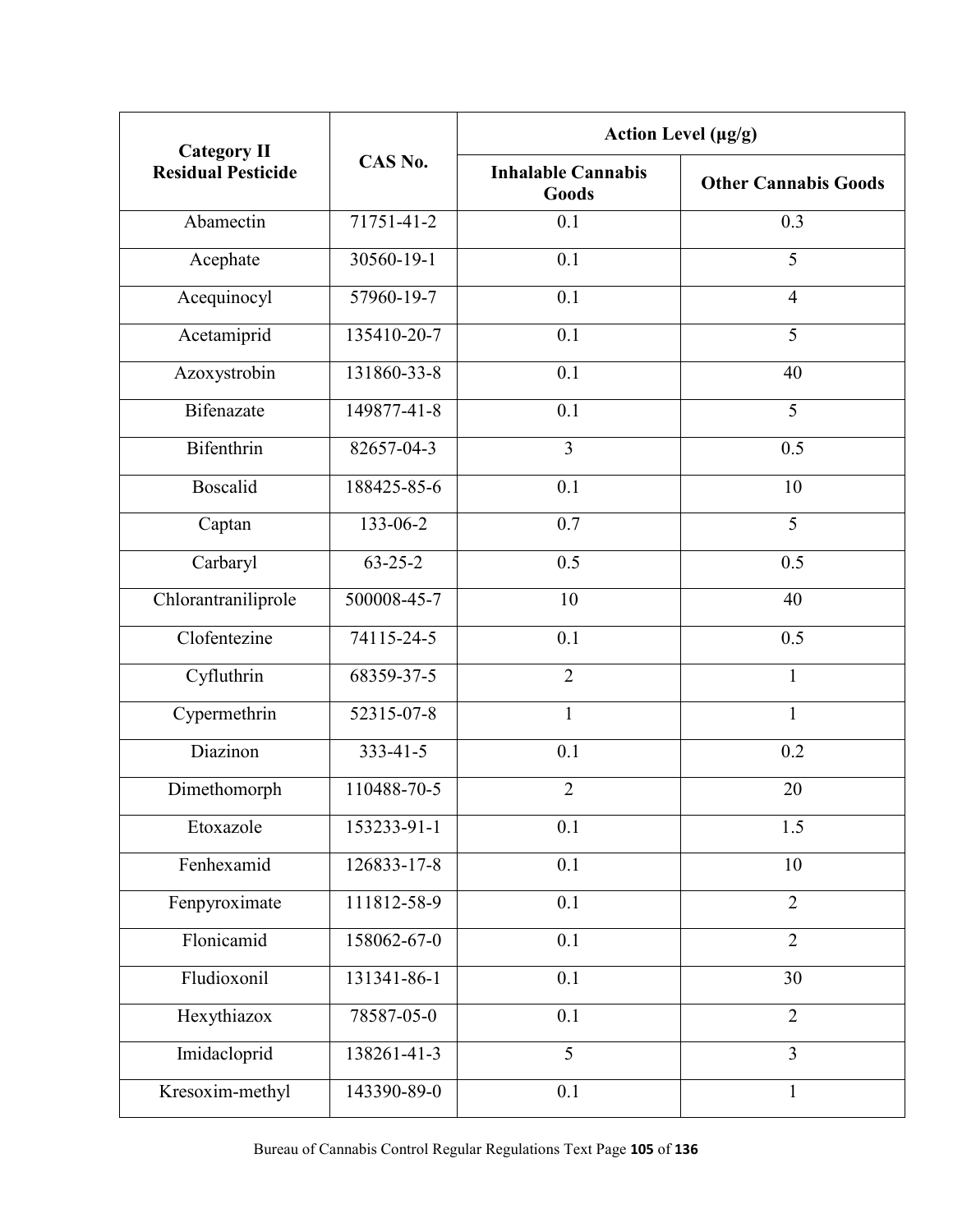| Category II Residual Pesticide | CAS No. | Action Level (μg/g) | |
|---|---|---|---|
| | | Inhalable Cannabis Goods | Other Cannabis Goods |
| Abamectin | 71751-41-2 | 0.1 | 0.3 |
| Acephate | 30560-19-1 | 0.1 | 5 |
| Acequinocyl | 57960-19-7 | 0.1 | 4 |
| Acetamiprid | 135410-20-7 | 0.1 | 5 |
| Azoxystrobin | 131860-33-8 | 0.1 | 40 |
| Bifenazate | 149877-41-8 | 0.1 | 5 |
| Bifenthrin | 82657-04-3 | 3 | 0.5 |
| Boscalid | 188425-85-6 | 0.1 | 10 |
| Captan | 133-06-2 | 0.7 | 5 |
| Carbaryl | 63-25-2 | 0.5 | 0.5 |
| Chlorantraniliprole | 500008-45-7 | 10 | 40 |
| Clofentezine | 74115-24-5 | 0.1 | 0.5 |
| Cyfluthrin | 68359-37-5 | 2 | 1 |
| Cypermethrin | 52315-07-8 | 1 | 1 |
| Diazinon | 333-41-5 | 0.1 | 0.2 |
| Dimethomorph | 110488-70-5 | 2 | 20 |
| Etoxazole | 153233-91-1 | 0.1 | 1.5 |
| Fenhexamid | 126833-17-8 | 0.1 | 10 |
| Fenpyroximate | 111812-58-9 | 0.1 | 2 |
| Flonicamid | 158062-67-0 | 0.1 | 2 |
| Fludioxonil | 131341-86-1 | 0.1 | 30 |
| Hexythiazox | 78587-05-0 | 0.1 | 2 |
| Imidacloprid | 138261-41-3 | 5 | 3 |
| Kresoxim-methyl | 143390-89-0 | 0.1 | 1 |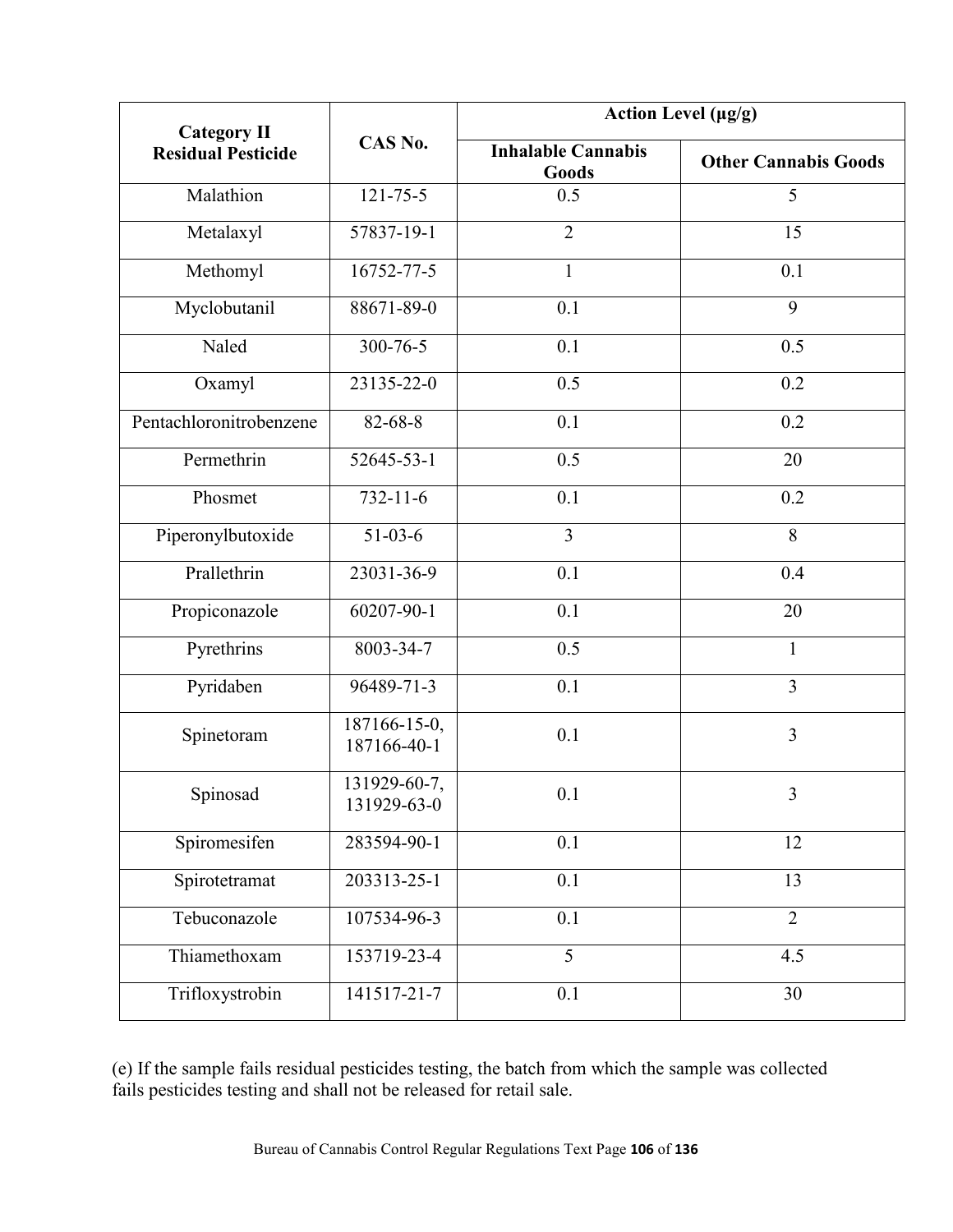| Category II Residual Pesticide | CAS No. | Action Level (µg/g) | |
|---|---|---|---|
| | | Inhalable Cannabis Goods | Other Cannabis Goods |
| Malathion | 121-75-5 | 0.5 | 5 |
| Metalaxyl | 57837-19-1 | 2 | 15 |
| Methomyl | 16752-77-5 | 1 | 0.1 |
| Myclobutanil | 88671-89-0 | 0.1 | 9 |
| Naled | 300-76-5 | 0.1 | 0.5 |
| Oxamyl | 23135-22-0 | 0.5 | 0.2 |
| Pentachloronitrobenzene | 82-68-8 | 0.1 | 0.2 |
| Permethrin | 52645-53-1 | 0.5 | 20 |
| Phosmet | 732-11-6 | 0.1 | 0.2 |
| Piperonylbutoxide | 51-03-6 | 3 | 8 |
| Prallethrin | 23031-36-9 | 0.1 | 0.4 |
| Propiconazole | 60207-90-1 | 0.1 | 20 |
| Pyrethrins | 8003-34-7 | 0.5 | 1 |
| Pyridaben | 96489-71-3 | 0.1 | 3 |
| Spinetoram | 187166-15-0, 187166-40-1 | 0.1 | 3 |
| Spinosad | 131929-60-7, 131929-63-0 | 0.1 | 3 |
| Spiromesifen | 283594-90-1 | 0.1 | 12 |
| Spirotetramat | 203313-25-1 | 0.1 | 13 |
| Tebuconazole | 107534-96-3 | 0.1 | 2 |
| Thiamethoxam | 153719-23-4 | 5 | 4.5 |
| Trifloxystrobin | 141517-21-7 | 0.1 | 30 |

(e) If the sample fails residual pesticides testing, the batch from which the sample was collected fails pesticides testing and shall not be released for retail sale.